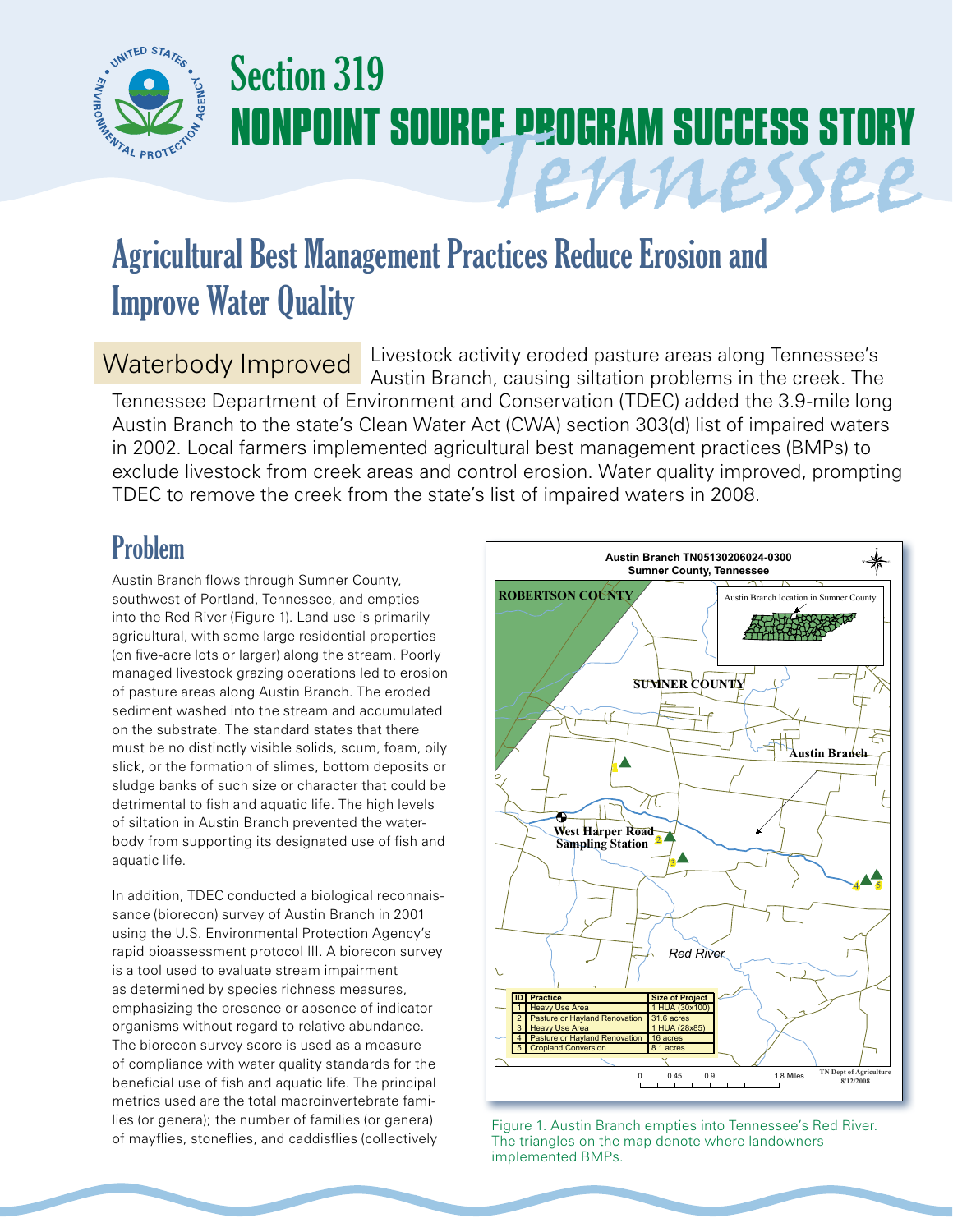# Section 319 NONPOINT SOURCE PROGRAM SUCCESS STORY

*Tennessee*

## Agricultural Best Management Practices Reduce Erosion and Improve Water Quality

**Waterbody Improved** Livestock activity eroded pasture areas along Tennessee's Austin Branch, causing siltation problems in the creek. The Tennessee Department of Environment and Conservation (TDEC) added the 3.9-mile long Austin Branch to the state's Clean Water Act (CWA) section 303(d) list of impaired waters in 2002. Local farmers implemented agricultural best management practices (BMPs) to exclude livestock from creek areas and control erosion. Water quality improved, prompting TDEC to remove the creek from the state's list of impaired waters in 2008.

## Problem

Austin Branch flows through Sumner County, southwest of Portland, Tennessee, and empties into the Red River (Figure 1). Land use is primarily agricultural, with some large residential properties (on five-acre lots or larger) along the stream. Poorly managed livestock grazing operations led to erosion of pasture areas along Austin Branch. The eroded sediment washed into the stream and accumulated on the substrate. The standard states that there must be no distinctly visible solids, scum, foam, oily slick, or the formation of slimes, bottom deposits or sludge banks of such size or character that could be detrimental to fish and aquatic life. The high levels of siltation in Austin Branch prevented the waterbody from supporting its designated use of fish and aquatic life.

In addition, TDEC conducted a biological reconnaissance (biorecon) survey of Austin Branch in 2001 using the U.S. Environmental Protection Agency's rapid bioassessment protocol III. A biorecon survey is a tool used to evaluate stream impairment as determined by species richness measures, emphasizing the presence or absence of indicator organisms without regard to relative abundance. The biorecon survey score is used as a measure of compliance with water quality standards for the beneficial use of fish and aquatic life. The principal metrics used are the total macroinvertebrate families (or genera); the number of families (or genera) of mayflies, stoneflies, and caddisflies (collectively

**Austin Branch TN05130206024-0300**
**Sumner County, Tennessee**

| ID | Practice | Size of Project |
|---|---|---|
| 1 | Heavy Use Area | 1 HUA (30x100) |
| 2 | Pasture or Hayland Renovation | 31.6 acres |
| 3 | Heavy Use Area | 1 HUA (28x85) |
| 4 | Pasture or Hayland Renovation | 16 acres |
| 5 | Cropland Conversion | 8.1 acres |

TN Dept of Agriculture 8/12/2008

Figure 1. Austin Branch empties into Tennessee's Red River. The triangles on the map denote where landowners implemented BMPs.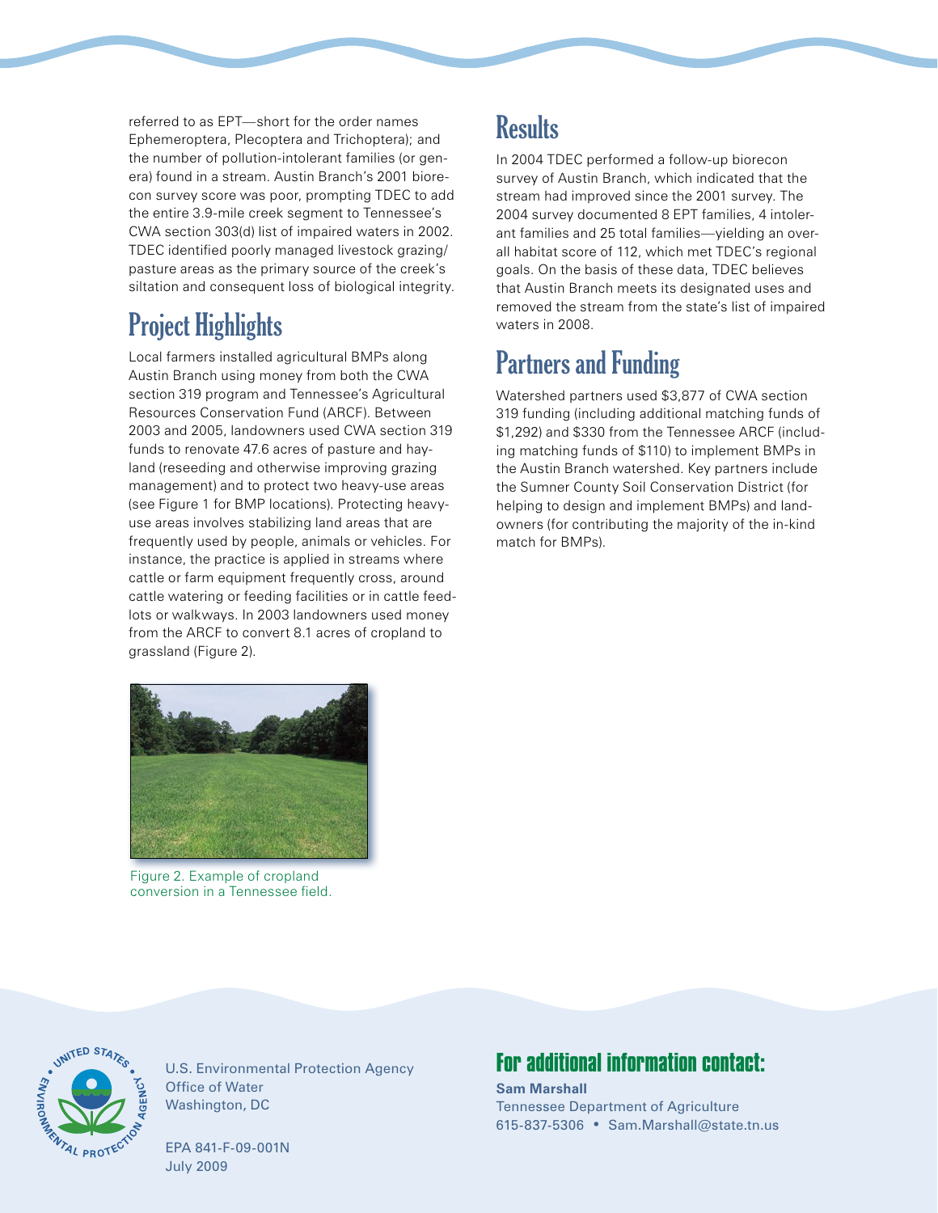referred to as EPT—short for the order names Ephemeroptera, Plecoptera and Trichoptera); and the number of pollution-intolerant families (or genera) found in a stream. Austin Branch's 2001 biorecon survey score was poor, prompting TDEC to add the entire 3.9-mile creek segment to Tennessee's CWA section 303(d) list of impaired waters in 2002. TDEC identified poorly managed livestock grazing/pasture areas as the primary source of the creek's siltation and consequent loss of biological integrity.

## Project Highlights

Local farmers installed agricultural BMPs along Austin Branch using money from both the CWA section 319 program and Tennessee's Agricultural Resources Conservation Fund (ARCF). Between 2003 and 2005, landowners used CWA section 319 funds to renovate 47.6 acres of pasture and hayland (reseeding and otherwise improving grazing management) and to protect two heavy-use areas (see Figure 1 for BMP locations). Protecting heavy-use areas involves stabilizing land areas that are frequently used by people, animals or vehicles. For instance, the practice is applied in streams where cattle or farm equipment frequently cross, around cattle watering or feeding facilities or in cattle feedlots or walkways. In 2003 landowners used money from the ARCF to convert 8.1 acres of cropland to grassland (Figure 2).

Figure 2. Example of cropland conversion in a Tennessee field.

## Results

In 2004 TDEC performed a follow-up biorecon survey of Austin Branch, which indicated that the stream had improved since the 2001 survey. The 2004 survey documented 8 EPT families, 4 intolerant families and 25 total families—yielding an overall habitat score of 112, which met TDEC's regional goals. On the basis of these data, TDEC believes that Austin Branch meets its designated uses and removed the stream from the state's list of impaired waters in 2008.

## Partners and Funding

Watershed partners used $3,877 of CWA section 319 funding (including additional matching funds of $1,292) and $330 from the Tennessee ARCF (including matching funds of $110) to implement BMPs in the Austin Branch watershed. Key partners include the Sumner County Soil Conservation District (for helping to design and implement BMPs) and landowners (for contributing the majority of the in-kind match for BMPs).

U.S. Environmental Protection Agency
Office of Water
Washington, DC

EPA 841-F-09-001N
July 2009

### For additional information contact:

**Sam Marshall**
Tennessee Department of Agriculture
615-837-5306 • Sam.Marshall@state.tn.us